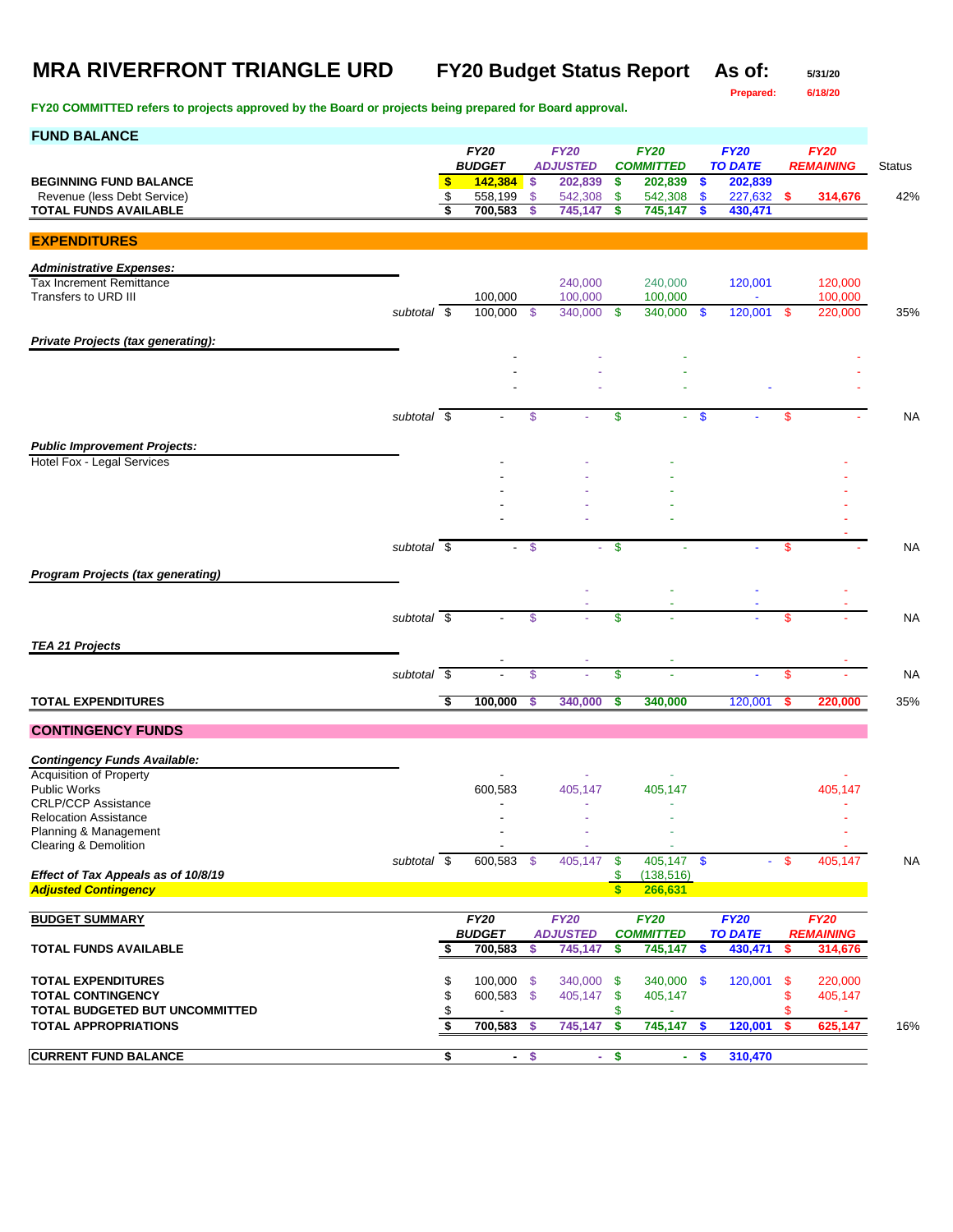# MRA RIVERFRONT TRIANGLE URD — FY20 Budget Status Report

**As of:** 5/31/20
**Prepared:** 6/18/20

**FY20 COMMITTED refers to projects approved by the Board or projects being prepared for Board approval.**

## FUND BALANCE

| | FY20 BUDGET | FY20 ADJUSTED | FY20 COMMITTED | FY20 TO DATE | FY20 REMAINING | Status |
|---|---|---|---|---|---|---|
| **BEGINNING FUND BALANCE** | $ 142,384 | $ 202,839 | $ 202,839 | $ 202,839 | | |
| Revenue (less Debt Service) | $ 558,199 | $ 542,308 | $ 542,308 | $ 227,632 | $ 314,676 | 42% |
| **TOTAL FUNDS AVAILABLE** | $ 700,583 | $ 745,147 | $ 745,147 | $ 430,471 | | |

## EXPENDITURES

| | FY20 BUDGET | FY20 ADJUSTED | FY20 COMMITTED | FY20 TO DATE | FY20 REMAINING | Status |
|---|---|---|---|---|---|---|
| ***Administrative Expenses:*** | | | | | | |
| Tax Increment Remittance | | 240,000 | 240,000 | 120,001 | 120,000 | |
| Transfers to URD III | 100,000 | 100,000 | 100,000 | - | 100,000 | |
| *subtotal* | $ 100,000 | $ 340,000 | $ 340,000 | $ 120,001 | $ 220,000 | 35% |
| ***Private Projects (tax generating):*** | | | | | | |
| | - | - | - | | - | |
| | - | - | - | | - | |
| | - | - | - | - | - | |
| *subtotal* | $ - | $ - | $ - | $ - | $ - | NA |
| ***Public Improvement Projects:*** | | | | | | |
| Hotel Fox - Legal Services | - | - | - | | - | |
| | - | - | - | | - | |
| | - | - | - | | - | |
| | - | - | - | | - | |
| | - | - | - | | - | |
| | | | | | - | |
| *subtotal* | $ - | $ - | $ - | - | $ - | NA |
| ***Program Projects (tax generating)*** | | | | | | |
| | | - | - | - | - | |
| | | - | - | - | - | |
| *subtotal* | $ - | $ - | $ - | - | $ - | NA |
| ***TEA 21 Projects*** | | | | | | |
| | - | - | - | | - | |
| *subtotal* | $ - | $ - | $ - | - | $ - | NA |
| **TOTAL EXPENDITURES** | $ 100,000 | $ 340,000 | $ 340,000 | 120,001 | $ 220,000 | 35% |

## CONTINGENCY FUNDS

| | FY20 BUDGET | FY20 ADJUSTED | FY20 COMMITTED | FY20 TO DATE | FY20 REMAINING | Status |
|---|---|---|---|---|---|---|
| ***Contingency Funds Available:*** | | | | | | |
| Acquisition of Property | - | - | - | | - | |
| Public Works | 600,583 | 405,147 | 405,147 | | 405,147 | |
| CRLP/CCP Assistance | - | - | - | | - | |
| Relocation Assistance | - | - | - | | - | |
| Planning & Management | - | - | - | | - | |
| Clearing & Demolition | - | - | - | | - | |
| *subtotal* | $ 600,583 | $ 405,147 | $ 405,147 | $ - | $ 405,147 | NA |
| ***Effect of Tax Appeals as of 10/8/19*** | | | $ (138,516) | | | |
| ***Adjusted Contingency*** | | | $ 266,631 | | | |

## BUDGET SUMMARY

| | FY20 BUDGET | FY20 ADJUSTED | FY20 COMMITTED | FY20 TO DATE | FY20 REMAINING | |
|---|---|---|---|---|---|---|
| **TOTAL FUNDS AVAILABLE** | $ 700,583 | $ 745,147 | $ 745,147 | $ 430,471 | $ 314,676 | |
| **TOTAL EXPENDITURES** | $ 100,000 | $ 340,000 | $ 340,000 | $ 120,001 | $ 220,000 | |
| **TOTAL CONTINGENCY** | $ 600,583 | $ 405,147 | $ 405,147 | | $ 405,147 | |
| **TOTAL BUDGETED BUT UNCOMMITTED** | $ - | | $ - | | $ - | |
| **TOTAL APPROPRIATIONS** | $ 700,583 | $ 745,147 | $ 745,147 | $ 120,001 | $ 625,147 | 16% |
| **CURRENT FUND BALANCE** | $ - | $ - | $ - | $ 310,470 | | |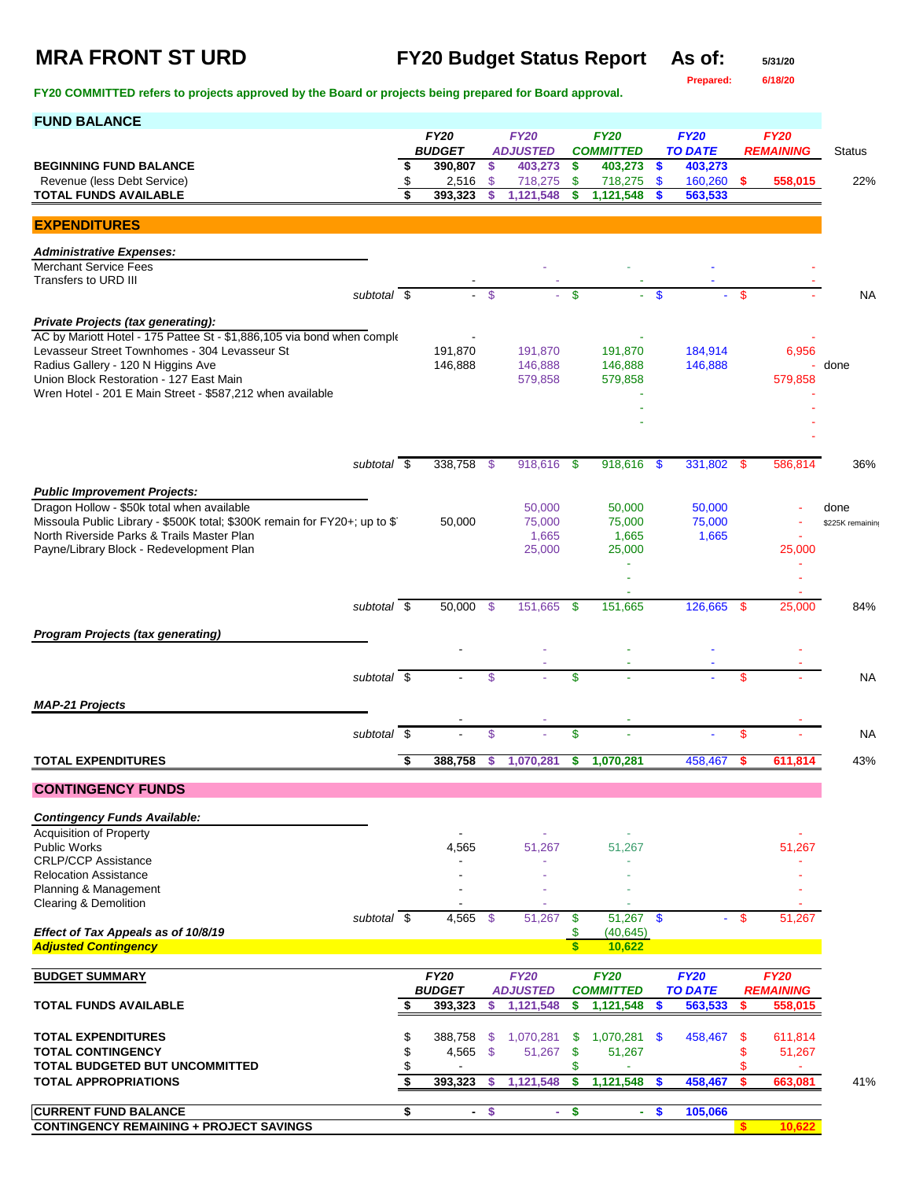# MRA FRONT ST URD

**FY20 Budget Status Report** **As of:** 5/31/20

Prepared: 6/18/20

**FY20 COMMITTED refers to projects approved by the Board or projects being prepared for Board approval.**

## FUND BALANCE

| | FY20 BUDGET | FY20 ADJUSTED | FY20 COMMITTED | FY20 TO DATE | FY20 REMAINING | Status |
|---|---|---|---|---|---|---|
| **BEGINNING FUND BALANCE** | $ 390,807 | $ 403,273 | $ 403,273 | $ 403,273 | | |
| Revenue (less Debt Service) | $ 2,516 | $ 718,275 | $ 718,275 | $ 160,260 | $ 558,015 | 22% |
| **TOTAL FUNDS AVAILABLE** | $ 393,323 | $ 1,121,548 | $ 1,121,548 | $ 563,533 | | |

## EXPENDITURES

| | FY20 BUDGET | FY20 ADJUSTED | FY20 COMMITTED | FY20 TO DATE | FY20 REMAINING | Status |
|---|---|---|---|---|---|---|
| ***Administrative Expenses:*** | | | | | | |
| Merchant Service Fees | | - | - | - | - | |
| Transfers to URD III | - | - | - | - | - | |
| *subtotal* | $ - | $ - | $ - | $ - | $ - | NA |
| ***Private Projects (tax generating):*** | | | | | | |
| AC by Mariott Hotel - 175 Pattee St - $1,886,105 via bond when comple | - | | - | | - | |
| Levasseur Street Townhomes - 304 Levasseur St | 191,870 | 191,870 | 191,870 | 184,914 | 6,956 | |
| Radius Gallery - 120 N Higgins Ave | 146,888 | 146,888 | 146,888 | 146,888 | - | done |
| Union Block Restoration - 127 East Main | | 579,858 | 579,858 | | 579,858 | |
| Wren Hotel - 201 E Main Street - $587,212 when available | | | - | | - | |
| | | | - | | - | |
| | | | - | | - | |
| | | | | | - | |
| *subtotal* | $ 338,758 | $ 918,616 | $ 918,616 | $ 331,802 | $ 586,814 | 36% |
| ***Public Improvement Projects:*** | | | | | | |
| Dragon Hollow - $50k total when available | | 50,000 | 50,000 | 50,000 | - | done |
| Missoula Public Library - $500K total; $300K remain for FY20+; up to $ | 50,000 | 75,000 | 75,000 | 75,000 | - | $225K remaining |
| North Riverside Parks & Trails Master Plan | | 1,665 | 1,665 | 1,665 | - | |
| Payne/Library Block - Redevelopment Plan | | 25,000 | 25,000 | | 25,000 | |
| | | | - | | - | |
| | | | - | | - | |
| | | | - | | - | |
| *subtotal* | $ 50,000 | $ 151,665 | $ 151,665 | 126,665 | $ 25,000 | 84% |
| ***Program Projects (tax generating)*** | | | | | | |
| | - | - | - | - | - | |
| | | - | - | - | - | |
| *subtotal* | $ - | $ - | $ - | - | $ - | NA |
| ***MAP-21 Projects*** | | | | | | |
| | - | - | - | | - | |
| *subtotal* | $ - | $ - | $ - | - | $ - | NA |
| **TOTAL EXPENDITURES** | $ 388,758 | $ 1,070,281 | $ 1,070,281 | 458,467 | $ 611,814 | 43% |

## CONTINGENCY FUNDS

| | FY20 BUDGET | FY20 ADJUSTED | FY20 COMMITTED | FY20 TO DATE | FY20 REMAINING |
|---|---|---|---|---|---|
| ***Contingency Funds Available:*** | | | | | |
| Acquisition of Property | - | - | - | | - |
| Public Works | 4,565 | 51,267 | 51,267 | | 51,267 |
| CRLP/CCP Assistance | - | - | - | | - |
| Relocation Assistance | - | - | - | | - |
| Planning & Management | - | - | - | | - |
| Clearing & Demolition | - | - | - | | - |
| *subtotal* | $ 4,565 | $ 51,267 | $ 51,267 | $ - | $ 51,267 |
| ***Effect of Tax Appeals as of 10/8/19*** | | | $ (40,645) | | |
| ***Adjusted Contingency*** | | | **$ 10,622** | | |

## BUDGET SUMMARY

| | FY20 BUDGET | FY20 ADJUSTED | FY20 COMMITTED | FY20 TO DATE | FY20 REMAINING | |
|---|---|---|---|---|---|---|
| **TOTAL FUNDS AVAILABLE** | $ 393,323 | $ 1,121,548 | $ 1,121,548 | $ 563,533 | $ 558,015 | |
| **TOTAL EXPENDITURES** | $ 388,758 | $ 1,070,281 | $ 1,070,281 | $ 458,467 | $ 611,814 | |
| **TOTAL CONTINGENCY** | $ 4,565 | $ 51,267 | $ 51,267 | | $ 51,267 | |
| **TOTAL BUDGETED BUT UNCOMMITTED** | $ - | | $ - | | $ - | |
| **TOTAL APPROPRIATIONS** | $ 393,323 | $ 1,121,548 | $ 1,121,548 | $ 458,467 | $ 663,081 | 41% |
| **CURRENT FUND BALANCE** | $ - | $ - | $ - | $ 105,066 | | |
| **CONTINGENCY REMAINING + PROJECT SAVINGS** | | | | | $ 10,622 | |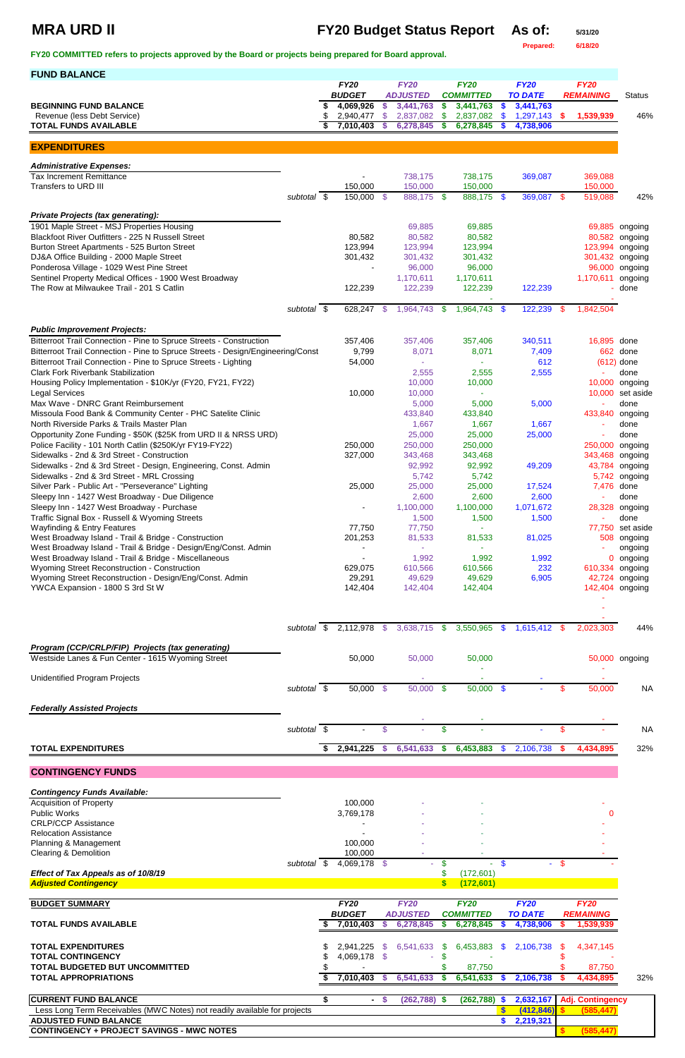# MRA URD II

## FY20 Budget Status Report

As of: 5/31/20
Prepared: 6/18/20

**FY20 COMMITTED refers to projects approved by the Board or projects being prepared for Board approval.**

## FUND BALANCE

| | FY20 BUDGET | FY20 ADJUSTED | FY20 COMMITTED | FY20 TO DATE | FY20 REMAINING | Status |
|---|---|---|---|---|---|---|
| **BEGINNING FUND BALANCE** | $ 4,069,926 | $ 3,441,763 | $ 3,441,763 | $ 3,441,763 | | |
| Revenue (less Debt Service) | $ 2,940,477 | $ 2,837,082 | $ 2,837,082 | $ 1,297,143 | $ 1,539,939 | 46% |
| **TOTAL FUNDS AVAILABLE** | $ 7,010,403 | $ 6,278,845 | $ 6,278,845 | $ 4,738,906 | | |

## EXPENDITURES

| | FY20 BUDGET | FY20 ADJUSTED | FY20 COMMITTED | FY20 TO DATE | FY20 REMAINING | Status |
|---|---|---|---|---|---|---|
| ***Administrative Expenses:*** | | | | | | |
| Tax Increment Remittance | - | 738,175 | 738,175 | 369,087 | 369,088 | |
| Transfers to URD III | 150,000 | 150,000 | 150,000 | | 150,000 | |
| subtotal | $ 150,000 | $ 888,175 | $ 888,175 | $ 369,087 | $ 519,088 | 42% |
| ***Private Projects (tax generating):*** | | | | | | |
| 1901 Maple Street - MSJ Properties Housing | | 69,885 | 69,885 | | 69,885 | ongoing |
| Blackfoot River Outfitters - 225 N Russell Street | 80,582 | 80,582 | 80,582 | | 80,582 | ongoing |
| Burton Street Apartments - 525 Burton Street | 123,994 | 123,994 | 123,994 | | 123,994 | ongoing |
| DJ&A Office Building - 2000 Maple Street | 301,432 | 301,432 | 301,432 | | 301,432 | ongoing |
| Ponderosa Village - 1029 West Pine Street | - | 96,000 | 96,000 | | 96,000 | ongoing |
| Sentinel Property Medical Offices - 1900 West Broadway | | 1,170,611 | 1,170,611 | | 1,170,611 | ongoing |
| The Row at Milwaukee Trail - 201 S Catlin | 122,239 | 122,239 | 122,239 | 122,239 | - | done |
| | | | - | | | |
| subtotal | $ 628,247 | $ 1,964,743 | $ 1,964,743 | $ 122,239 | $ 1,842,504 | |
| ***Public Improvement Projects:*** | | | | | | |
| Bitterroot Trail Connection - Pine to Spruce Streets - Construction | 357,406 | 357,406 | 357,406 | 340,511 | 16,895 | done |
| Bitterroot Trail Connection - Pine to Spruce Streets - Design/Engineering/Const | 9,799 | 8,071 | 8,071 | 7,409 | 662 | done |
| Bitterroot Trail Connection - Pine to Spruce Streets - Lighting | 54,000 | - | - | 612 | (612) | done |
| Clark Fork Riverbank Stabilization | | 2,555 | 2,555 | 2,555 | - | done |
| Housing Policy Implementation - $10K/yr (FY20, FY21, FY22) | | 10,000 | 10,000 | | 10,000 | ongoing |
| Legal Services | 10,000 | 10,000 | - | | 10,000 | set aside |
| Max Wave - DNRC Grant Reimbursement | | 5,000 | 5,000 | 5,000 | - | done |
| Missoula Food Bank & Community Center - PHC Satelite Clinic | | 433,840 | 433,840 | | 433,840 | ongoing |
| North Riverside Parks & Trails Master Plan | | 1,667 | 1,667 | 1,667 | - | done |
| Opportunity Zone Funding - $50K ($25K from URD II & NRSS URD) | | 25,000 | 25,000 | 25,000 | - | done |
| Police Facility - 101 North Catlin ($250K/yr FY19-FY22) | 250,000 | 250,000 | 250,000 | | 250,000 | ongoing |
| Sidewalks - 2nd & 3rd Street - Construction | 327,000 | 343,468 | 343,468 | | 343,468 | ongoing |
| Sidewalks - 2nd & 3rd Street - Design, Engineering, Const. Admin | | 92,992 | 92,992 | 49,209 | 43,784 | ongoing |
| Sidewalks - 2nd & 3rd Street - MRL Crossing | | 5,742 | 5,742 | | 5,742 | ongoing |
| Silver Park - Public Art - "Perseverance" Lighting | 25,000 | 25,000 | 25,000 | 17,524 | 7,476 | done |
| Sleepy Inn - 1427 West Broadway - Due Diligence | | 2,600 | 2,600 | 2,600 | - | done |
| Sleepy Inn - 1427 West Broadway - Purchase | - | 1,100,000 | 1,100,000 | 1,071,672 | 28,328 | ongoing |
| Traffic Signal Box - Russell & Wyoming Streets | | 1,500 | 1,500 | 1,500 | - | done |
| Wayfinding & Entry Features | 77,750 | 77,750 | - | | 77,750 | set aside |
| West Broadway Island - Trail & Bridge - Construction | 201,253 | 81,533 | 81,533 | 81,025 | 508 | ongoing |
| West Broadway Island - Trail & Bridge - Design/Eng/Const. Admin | - | - | - | | - | ongoing |
| West Broadway Island - Trail & Bridge - Miscellaneous | - | 1,992 | 1,992 | 1,992 | 0 | ongoing |
| Wyoming Street Reconstruction - Construction | 629,075 | 610,566 | 610,566 | 232 | 610,334 | ongoing |
| Wyoming Street Reconstruction - Design/Eng/Const. Admin | 29,291 | 49,629 | 49,629 | 6,905 | 42,724 | ongoing |
| YWCA Expansion - 1800 S 3rd St W | 142,404 | 142,404 | 142,404 | | 142,404 | ongoing |
| | | | | | - | |
| | | | | | - | |
| | | | | | - | |
| subtotal | $ 2,112,978 | $ 3,638,715 | $ 3,550,965 | $ 1,615,412 | $ 2,023,303 | 44% |
| ***Program (CCP/CRLP/FIP) Projects (tax generating)*** | | | | | | |
| Westside Lanes & Fun Center - 1615 Wyoming Street | 50,000 | 50,000 | 50,000 | | 50,000 | ongoing |
| | | | - | | - | |
| Unidentified Program Projects | | - | - | - | - | |
| subtotal | $ 50,000 | $ 50,000 | $ 50,000 | $ - | $ 50,000 | NA |
| ***Federally Assisted Projects*** | | | | | | |
| | | - | - | | - | |
| subtotal | $ - | $ - | $ - | - | $ - | NA |
| **TOTAL EXPENDITURES** | $ 2,941,225 | $ 6,541,633 | $ 6,453,883 | $ 2,106,738 | $ 4,434,895 | 32% |

## CONTINGENCY FUNDS

| | FY20 BUDGET | FY20 ADJUSTED | FY20 COMMITTED | FY20 TO DATE | FY20 REMAINING |
|---|---|---|---|---|---|
| ***Contingency Funds Available:*** | | | | | |
| Acquisition of Property | 100,000 | - | - | | - |
| Public Works | 3,769,178 | - | - | | 0 |
| CRLP/CCP Assistance | - | - | - | | - |
| Relocation Assistance | - | - | - | | - |
| Planning & Management | 100,000 | - | - | | - |
| Clearing & Demolition | 100,000 | - | - | | - |
| subtotal | $ 4,069,178 | $ - | $ - | $ - | $ - |
| ***Effect of Tax Appeals as of 10/8/19*** | | | $ (172,601) | | |
| ***Adjusted Contingency*** | | | $ (172,601) | | |

## BUDGET SUMMARY

| | FY20 BUDGET | FY20 ADJUSTED | FY20 COMMITTED | FY20 TO DATE | FY20 REMAINING | |
|---|---|---|---|---|---|---|
| **TOTAL FUNDS AVAILABLE** | $ 7,010,403 | $ 6,278,845 | $ 6,278,845 | $ 4,738,906 | $ 1,539,939 | |
| | | | | | | |
| **TOTAL EXPENDITURES** | $ 2,941,225 | $ 6,541,633 | $ 6,453,883 | $ 2,106,738 | $ 4,347,145 | |
| **TOTAL CONTINGENCY** | $ 4,069,178 | $ - | $ - | | $ | |
| **TOTAL BUDGETED BUT UNCOMMITTED** | $ - | | $ 87,750 | | $ 87,750 | |
| **TOTAL APPROPRIATIONS** | $ 7,010,403 | $ 6,541,633 | $ 6,541,633 | $ 2,106,738 | $ 4,434,895 | 32% |

| | | | | | |
|---|---|---|---|---|---|
| **CURRENT FUND BALANCE** | $ - | $ (262,788) | $ (262,788) | $ 2,632,167 | Adj. Contingency |
| Less Long Term Receivables (MWC Notes) not readily available for projects | | | | $ (412,846) | $ (585,447) |
| **ADJUSTED FUND BALANCE** | | | | $ 2,219,321 | |
| **CONTINGENCY + PROJECT SAVINGS - MWC NOTES** | | | | | $ (585,447) |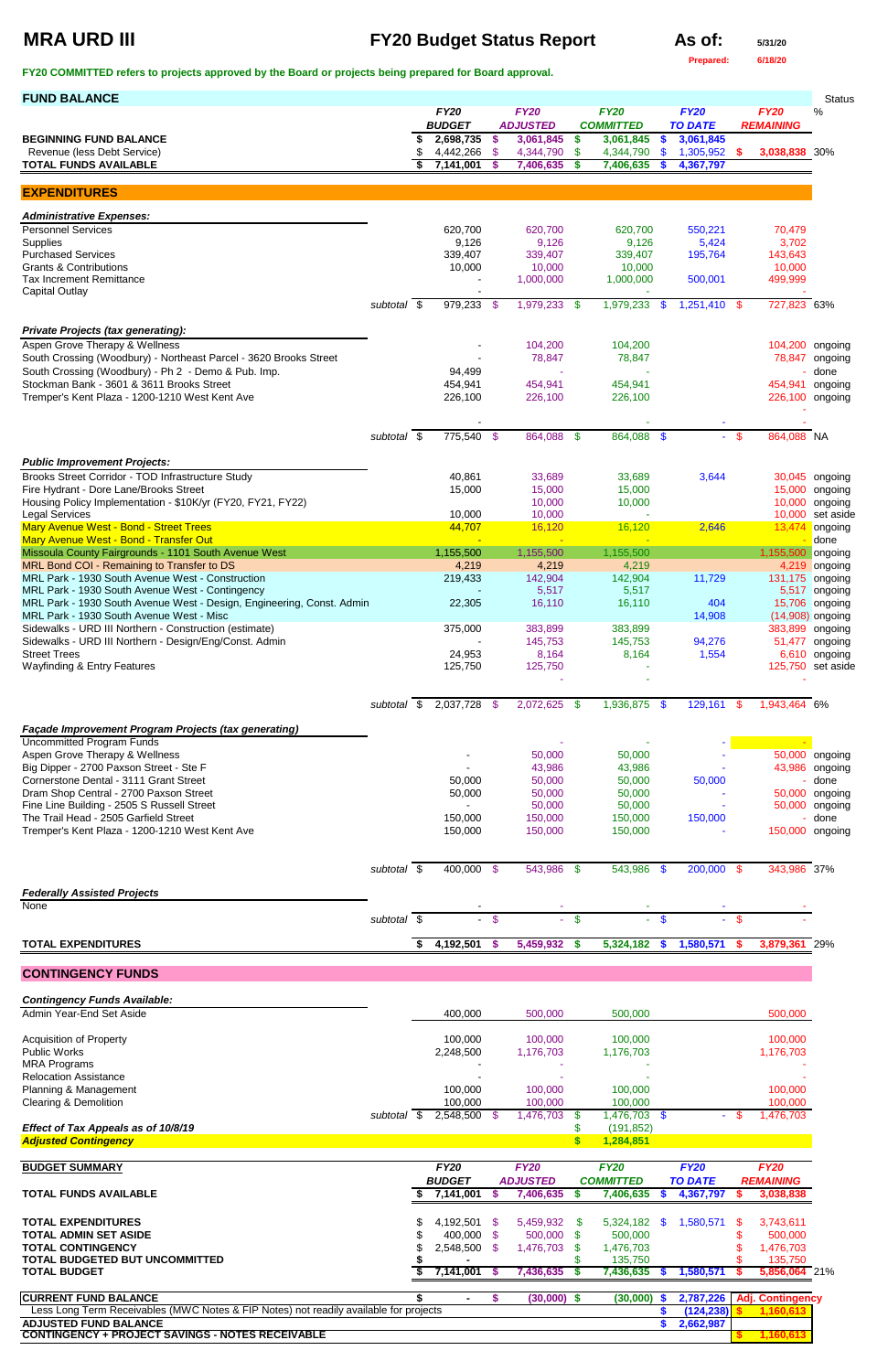# MRA URD III

## FY20 Budget Status Report

**As of:** 5/31/20

**Prepared:** 6/18/20

**FY20 COMMITTED refers to projects approved by the Board or projects being prepared for Board approval.**

| FUND BALANCE | | FY20 BUDGET | FY20 ADJUSTED | FY20 COMMITTED | FY20 TO DATE | FY20 REMAINING | Status % |
|---|---|---|---|---|---|---|---|
| **BEGINNING FUND BALANCE** | | $ 2,698,735 | $ 3,061,845 | $ 3,061,845 | $ 3,061,845 | | |
| Revenue (less Debt Service) | | $ 4,442,266 | $ 4,344,790 | $ 4,344,790 | $ 1,305,952 | $ 3,038,838 | 30% |
| **TOTAL FUNDS AVAILABLE** | | $ 7,141,001 | $ 7,406,635 | $ 7,406,635 | $ 4,367,797 | | |

## EXPENDITURES

| | | FY20 BUDGET | FY20 ADJUSTED | FY20 COMMITTED | FY20 TO DATE | FY20 REMAINING | Status |
|---|---|---|---|---|---|---|---|
| ***Administrative Expenses:*** | | | | | | | |
| Personnel Services | | 620,700 | 620,700 | 620,700 | 550,221 | 70,479 | |
| Supplies | | 9,126 | 9,126 | 9,126 | 5,424 | 3,702 | |
| Purchased Services | | 339,407 | 339,407 | 339,407 | 195,764 | 143,643 | |
| Grants & Contributions | | 10,000 | 10,000 | 10,000 | | 10,000 | |
| Tax Increment Remittance | | - | 1,000,000 | 1,000,000 | 500,001 | 499,999 | |
| Capital Outlay | | - | | - | | | |
| | *subtotal* | $ 979,233 | $ 1,979,233 | $ 1,979,233 | $ 1,251,410 | $ 727,823 | 63% |
| ***Private Projects (tax generating):*** | | | | | | | |
| Aspen Grove Therapy & Wellness | | - | 104,200 | 104,200 | | 104,200 | ongoing |
| South Crossing (Woodbury) - Northeast Parcel - 3620 Brooks Street | | - | 78,847 | 78,847 | | 78,847 | ongoing |
| South Crossing (Woodbury) - Ph 2 - Demo & Pub. Imp. | | 94,499 | - | - | | - | done |
| Stockman Bank - 3601 & 3611 Brooks Street | | 454,941 | 454,941 | 454,941 | | 454,941 | ongoing |
| Tremper's Kent Plaza - 1200-1210 West Kent Ave | | 226,100 | 226,100 | 226,100 | | 226,100 | ongoing |
| | | - | - | - | - | - | |
| | *subtotal* | $ 775,540 | $ 864,088 | $ 864,088 | $ - | $ 864,088 | NA |
| ***Public Improvement Projects:*** | | | | | | | |
| Brooks Street Corridor - TOD Infrastructure Study | | 40,861 | 33,689 | 33,689 | 3,644 | 30,045 | ongoing |
| Fire Hydrant - Dore Lane/Brooks Street | | 15,000 | 15,000 | 15,000 | | 15,000 | ongoing |
| Housing Policy Implementation - $10K/yr (FY20, FY21, FY22) | | | 10,000 | 10,000 | | 10,000 | ongoing |
| Legal Services | | 10,000 | 10,000 | - | | 10,000 | set aside |
| Mary Avenue West - Bond - Street Trees | | 44,707 | 16,120 | 16,120 | 2,646 | 13,474 | ongoing |
| Mary Avenue West - Bond - Transfer Out | | - | - | - | | - | done |
| Missoula County Fairgrounds - 1101 South Avenue West | | 1,155,500 | 1,155,500 | 1,155,500 | | 1,155,500 | ongoing |
| MRL Bond COI - Remaining to Transfer to DS | | 4,219 | 4,219 | 4,219 | | 4,219 | ongoing |
| MRL Park - 1930 South Avenue West - Construction | | 219,433 | 142,904 | 142,904 | 11,729 | 131,175 | ongoing |
| MRL Park - 1930 South Avenue West - Contingency | | - | 5,517 | 5,517 | | 5,517 | ongoing |
| MRL Park - 1930 South Avenue West - Design, Engineering, Const. Admin | | 22,305 | 16,110 | 16,110 | 404 | 15,706 | ongoing |
| MRL Park - 1930 South Avenue West - Misc | | | | | 14,908 | (14,908) | ongoing |
| Sidewalks - URD III Northern - Construction (estimate) | | 375,000 | 383,899 | 383,899 | | 383,899 | ongoing |
| Sidewalks - URD III Northern - Design/Eng/Const. Admin | | - | 145,753 | 145,753 | 94,276 | 51,477 | ongoing |
| Street Trees | | 24,953 | 8,164 | 8,164 | 1,554 | 6,610 | ongoing |
| Wayfinding & Entry Features | | 125,750 | 125,750 | - | | 125,750 | set aside |
| | | | - | - | | - | |
| | *subtotal* | $ 2,037,728 | $ 2,072,625 | $ 1,936,875 | $ 129,161 | $ 1,943,464 | 6% |
| ***Façade Improvement Program Projects (tax generating)*** | | | | | | | |
| Uncommitted Program Funds | | | - | - | - | - | |
| Aspen Grove Therapy & Wellness | | - | 50,000 | 50,000 | - | 50,000 | ongoing |
| Big Dipper - 2700 Paxson Street - Ste F | | - | 43,986 | 43,986 | - | 43,986 | ongoing |
| Cornerstone Dental - 3111 Grant Street | | 50,000 | 50,000 | 50,000 | 50,000 | - | done |
| Dram Shop Central - 2700 Paxson Street | | 50,000 | 50,000 | 50,000 | - | 50,000 | ongoing |
| Fine Line Building - 2505 S Russell Street | | - | 50,000 | 50,000 | - | 50,000 | ongoing |
| The Trail Head - 2505 Garfield Street | | 150,000 | 150,000 | 150,000 | 150,000 | - | done |
| Tremper's Kent Plaza - 1200-1210 West Kent Ave | | 150,000 | 150,000 | 150,000 | - | 150,000 | ongoing |
| | *subtotal* | $ 400,000 | $ 543,986 | $ 543,986 | $ 200,000 | $ 343,986 | 37% |
| ***Federally Assisted Projects*** | | | | | | | |
| None | | - | - | - | - | - | |
| | *subtotal* | $ - | $ - | $ - | $ - | $ - | |
| **TOTAL EXPENDITURES** | | $ 4,192,501 | $ 5,459,932 | $ 5,324,182 | $ 1,580,571 | $ 3,879,361 | 29% |

## CONTINGENCY FUNDS

| | | FY20 BUDGET | FY20 ADJUSTED | FY20 COMMITTED | FY20 TO DATE | FY20 REMAINING |
|---|---|---|---|---|---|---|
| ***Contingency Funds Available:*** | | | | | | |
| Admin Year-End Set Aside | | 400,000 | 500,000 | 500,000 | | 500,000 |
| Acquisition of Property | | 100,000 | 100,000 | 100,000 | | 100,000 |
| Public Works | | 2,248,500 | 1,176,703 | 1,176,703 | | 1,176,703 |
| MRA Programs | | - | - | - | | - |
| Relocation Assistance | | - | - | - | | - |
| Planning & Management | | 100,000 | 100,000 | 100,000 | | 100,000 |
| Clearing & Demolition | | 100,000 | 100,000 | 100,000 | | 100,000 |
| | *subtotal* | $ 2,548,500 | $ 1,476,703 | $ 1,476,703 | $ - | $ 1,476,703 |
| ***Effect of Tax Appeals as of 10/8/19*** | | | | $ (191,852) | | |
| ***Adjusted Contingency*** | | | | $ 1,284,851 | | |

| BUDGET SUMMARY | FY20 BUDGET | FY20 ADJUSTED | FY20 COMMITTED | FY20 TO DATE | FY20 REMAINING | |
|---|---|---|---|---|---|---|
| **TOTAL FUNDS AVAILABLE** | $ 7,141,001 | $ 7,406,635 | $ 7,406,635 | $ 4,367,797 | $ 3,038,838 | |
| **TOTAL EXPENDITURES** | $ 4,192,501 | $ 5,459,932 | $ 5,324,182 | $ 1,580,571 | $ 3,743,611 | |
| **TOTAL ADMIN SET ASIDE** | $ 400,000 | $ 500,000 | $ 500,000 | | $ 500,000 | |
| **TOTAL CONTINGENCY** | $ 2,548,500 | $ 1,476,703 | $ 1,476,703 | | $ 1,476,703 | |
| **TOTAL BUDGETED BUT UNCOMMITTED** | $ - | | $ 135,750 | | $ 135,750 | |
| **TOTAL BUDGET** | $ 7,141,001 | $ 7,436,635 | $ 7,436,635 | $ 1,580,571 | $ 5,856,064 | 21% |
| **CURRENT FUND BALANCE** | $ - | $ (30,000) | $ (30,000) | $ 2,787,226 | Adj. Contingency | |
| Less Long Term Receivables (MWC Notes & FIP Notes) not readily available for projects | | | | $ (124,238) | $ 1,160,613 | |
| **ADJUSTED FUND BALANCE** | | | | $ 2,662,987 | | |
| **CONTINGENCY + PROJECT SAVINGS - NOTES RECEIVABLE** | | | | | $ 1,160,613 | |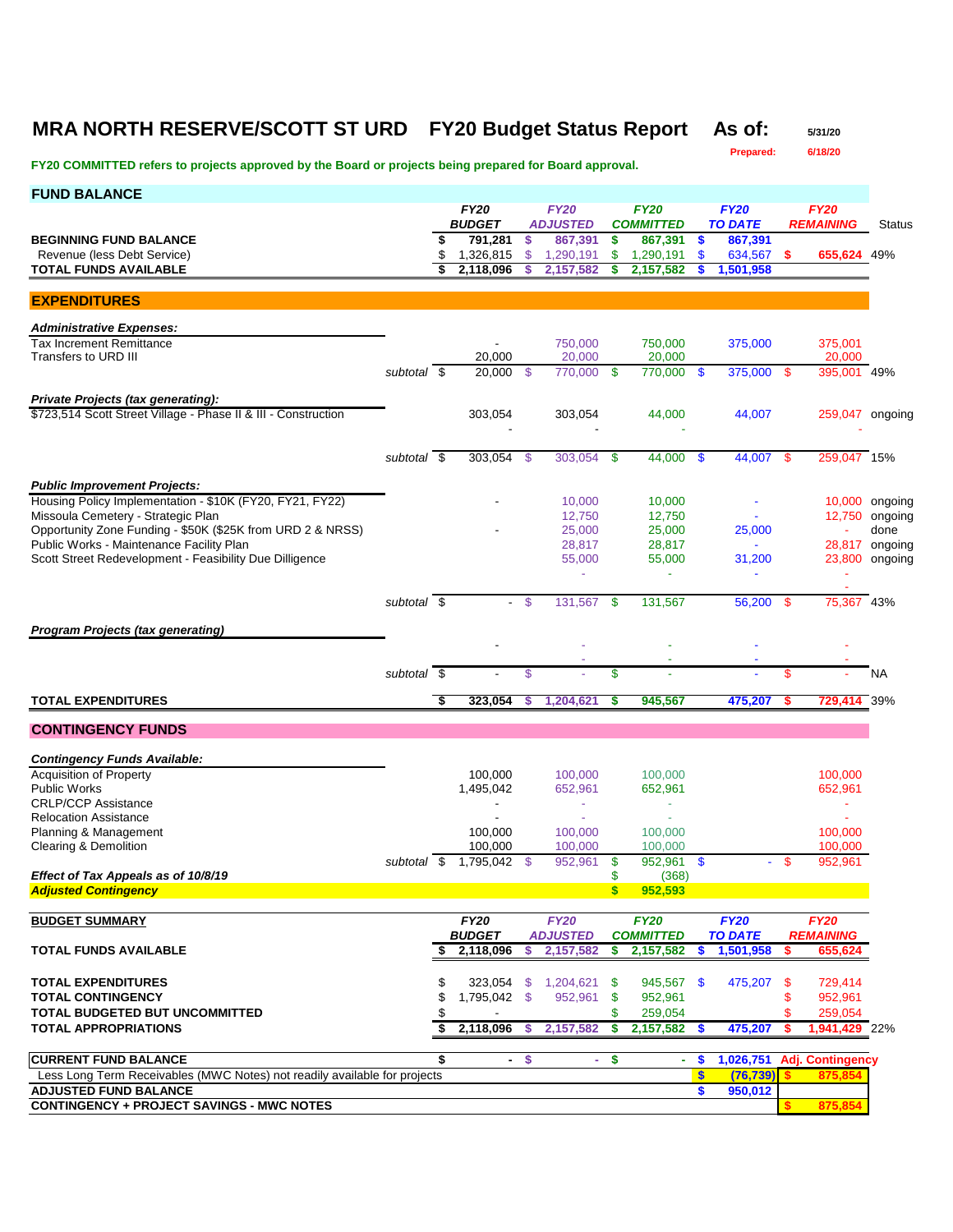# MRA NORTH RESERVE/SCOTT ST URD FY20 Budget Status Report As of: 5/31/20

Prepared: 6/18/20

**FY20 COMMITTED refers to projects approved by the Board or projects being prepared for Board approval.**

## FUND BALANCE

| | FY20 BUDGET | FY20 ADJUSTED | FY20 COMMITTED | FY20 TO DATE | FY20 REMAINING | Status |
|---|---|---|---|---|---|---|
| **BEGINNING FUND BALANCE** | $ 791,281 | $ 867,391 | $ 867,391 | $ 867,391 | | |
| Revenue (less Debt Service) | $ 1,326,815 | $ 1,290,191 | $ 1,290,191 | $ 634,567 | $ 655,624 | 49% |
| **TOTAL FUNDS AVAILABLE** | $ 2,118,096 | $ 2,157,582 | $ 2,157,582 | $ 1,501,958 | | |

## EXPENDITURES

| | FY20 BUDGET | FY20 ADJUSTED | FY20 COMMITTED | FY20 TO DATE | FY20 REMAINING | Status |
|---|---|---|---|---|---|---|
| ***Administrative Expenses:*** | | | | | | |
| Tax Increment Remittance | - | 750,000 | 750,000 | 375,000 | 375,001 | |
| Transfers to URD III | 20,000 | 20,000 | 20,000 | | 20,000 | |
| *subtotal* | $ 20,000 | $ 770,000 | $ 770,000 | $ 375,000 | $ 395,001 | 49% |
| ***Private Projects (tax generating):*** | | | | | | |
| $723,514 Scott Street Village - Phase II & III - Construction | 303,054 | 303,054 | 44,000 | 44,007 | 259,047 | ongoing |
| | - | - | - | | - | |
| *subtotal* | $ 303,054 | $ 303,054 | $ 44,000 | $ 44,007 | $ 259,047 | 15% |
| ***Public Improvement Projects:*** | | | | | | |
| Housing Policy Implementation - $10K (FY20, FY21, FY22) | - | 10,000 | 10,000 | - | 10,000 | ongoing |
| Missoula Cemetery - Strategic Plan | | 12,750 | 12,750 | - | 12,750 | ongoing |
| Opportunity Zone Funding - $50K ($25K from URD 2 & NRSS) | - | 25,000 | 25,000 | 25,000 | - | done |
| Public Works - Maintenance Facility Plan | | 28,817 | 28,817 | - | 28,817 | ongoing |
| Scott Street Redevelopment - Feasibility Due Dilligence | | 55,000 | 55,000 | 31,200 | 23,800 | ongoing |
| | | - | - | - | - | |
| *subtotal* | $ - | $ 131,567 | $ 131,567 | 56,200 | $ 75,367 | 43% |
| ***Program Projects (tax generating)*** | | | | | | |
| | - | - | - | - | - | |
| | | - | - | - | - | |
| *subtotal* | $ - | $ - | $ - | - | $ - | NA |
| **TOTAL EXPENDITURES** | $ 323,054 | $ 1,204,621 | $ 945,567 | 475,207 | $ 729,414 | 39% |

## CONTINGENCY FUNDS

| | FY20 BUDGET | FY20 ADJUSTED | FY20 COMMITTED | FY20 TO DATE | FY20 REMAINING |
|---|---|---|---|---|---|
| ***Contingency Funds Available:*** | | | | | |
| Acquisition of Property | 100,000 | 100,000 | 100,000 | | 100,000 |
| Public Works | 1,495,042 | 652,961 | 652,961 | | 652,961 |
| CRLP/CCP Assistance | - | - | - | | - |
| Relocation Assistance | - | - | - | | - |
| Planning & Management | 100,000 | 100,000 | 100,000 | | 100,000 |
| Clearing & Demolition | 100,000 | 100,000 | 100,000 | | 100,000 |
| *subtotal* | $ 1,795,042 | $ 952,961 | $ 952,961 | $ - | $ 952,961 |
| ***Effect of Tax Appeals as of 10/8/19*** | | | $ (368) | | |
| ***Adjusted Contingency*** | | | $ 952,593 | | |

## BUDGET SUMMARY

| | FY20 BUDGET | FY20 ADJUSTED | FY20 COMMITTED | FY20 TO DATE | FY20 REMAINING | |
|---|---|---|---|---|---|---|
| **TOTAL FUNDS AVAILABLE** | $ 2,118,096 | $ 2,157,582 | $ 2,157,582 | $ 1,501,958 | $ 655,624 | |
| **TOTAL EXPENDITURES** | $ 323,054 | $ 1,204,621 | $ 945,567 | $ 475,207 | $ 729,414 | |
| **TOTAL CONTINGENCY** | $ 1,795,042 | $ 952,961 | $ 952,961 | | $ 952,961 | |
| **TOTAL BUDGETED BUT UNCOMMITTED** | $ - | | $ 259,054 | | $ 259,054 | |
| **TOTAL APPROPRIATIONS** | $ 2,118,096 | $ 2,157,582 | $ 2,157,582 | $ 475,207 | $ 1,941,429 | 22% |

| | | | | | |
|---|---|---|---|---|---|
| **CURRENT FUND BALANCE** | $ - | $ - | $ - | $ 1,026,751 | Adj. Contingency |
| Less Long Term Receivables (MWC Notes) not readily available for projects | | | | $ (76,739) | $ 875,854 |
| **ADJUSTED FUND BALANCE** | | | | $ 950,012 | |
| **CONTINGENCY + PROJECT SAVINGS - MWC NOTES** | | | | | $ 875,854 |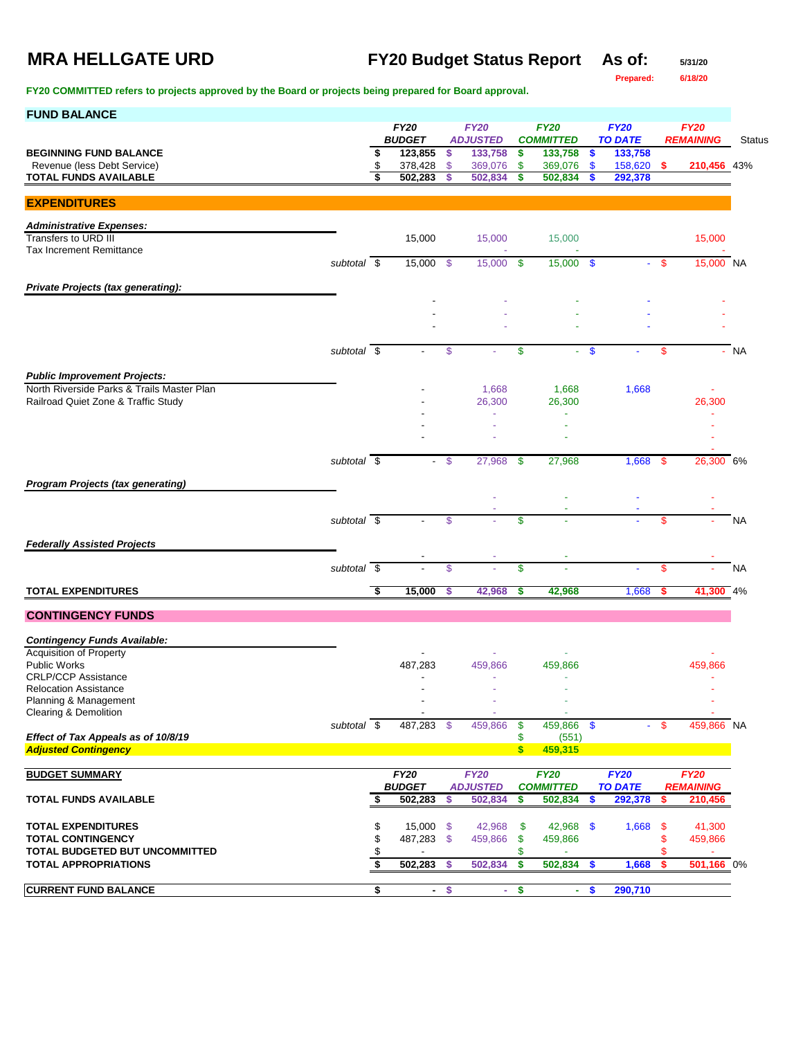# MRA HELLGATE URD

## FY20 Budget Status Report

As of: 5/31/20

Prepared: 6/18/20

**FY20 COMMITTED refers to projects approved by the Board or projects being prepared for Board approval.**

| FUND BALANCE | | FY20 BUDGET | FY20 ADJUSTED | FY20 COMMITTED | FY20 TO DATE | FY20 REMAINING | Status |
|---|---|---|---|---|---|---|---|
| **BEGINNING FUND BALANCE** | | $ 123,855 | $ 133,758 | $ 133,758 | $ 133,758 | | |
| Revenue (less Debt Service) | | $ 378,428 | $ 369,076 | $ 369,076 | $ 158,620 | $ 210,456 | 43% |
| **TOTAL FUNDS AVAILABLE** | | $ 502,283 | $ 502,834 | $ 502,834 | $ 292,378 | | |
| **EXPENDITURES** | | | | | | | |
| ***Administrative Expenses:*** | | | | | | | |
| Transfers to URD III | | 15,000 | 15,000 | 15,000 | | 15,000 | |
| Tax Increment Remittance | | | - | - | | - | |
| | *subtotal* | $ 15,000 | $ 15,000 | $ 15,000 | $ - | $ 15,000 | NA |
| ***Private Projects (tax generating):*** | | | | | | | |
| | | - | - | - | - | - | |
| | | - | - | - | - | - | |
| | | - | - | - | - | - | |
| | *subtotal* | $ - | $ - | $ - | $ - | $ - | NA |
| ***Public Improvement Projects:*** | | | | | | | |
| North Riverside Parks & Trails Master Plan | | - | 1,668 | 1,668 | 1,668 | - | |
| Railroad Quiet Zone & Traffic Study | | - | 26,300 | 26,300 | | 26,300 | |
| | | - | - | - | | - | |
| | | - | - | - | | - | |
| | | - | - | - | | - | |
| | | | | | | - | |
| | *subtotal* | $ - | $ 27,968 | $ 27,968 | 1,668 | $ 26,300 | 6% |
| ***Program Projects (tax generating)*** | | | | | | | |
| | | | - | - | - | - | |
| | | | - | - | - | - | |
| | *subtotal* | $ - | $ - | $ - | - | $ - | NA |
| ***Federally Assisted Projects*** | | | | | | | |
| | | - | - | - | | - | |
| | *subtotal* | $ - | $ - | $ - | - | $ - | NA |
| **TOTAL EXPENDITURES** | | $ 15,000 | $ 42,968 | $ 42,968 | 1,668 | $ 41,300 | 4% |
| **CONTINGENCY FUNDS** | | | | | | | |
| ***Contingency Funds Available:*** | | | | | | | |
| Acquisition of Property | | - | - | - | | - | |
| Public Works | | 487,283 | 459,866 | 459,866 | | 459,866 | |
| CRLP/CCP Assistance | | - | - | - | | - | |
| Relocation Assistance | | - | - | - | | - | |
| Planning & Management | | - | - | - | | - | |
| Clearing & Demolition | | - | - | - | | - | |
| | *subtotal* | $ 487,283 | $ 459,866 | $ 459,866 | $ - | $ 459,866 | NA |
| ***Effect of Tax Appeals as of 10/8/19*** | | | | $ (551) | | | |
| ***Adjusted Contingency*** | | | | $ 459,315 | | | |

| BUDGET SUMMARY | FY20 BUDGET | FY20 ADJUSTED | FY20 COMMITTED | FY20 TO DATE | FY20 REMAINING | |
|---|---|---|---|---|---|---|
| **TOTAL FUNDS AVAILABLE** | $ 502,283 | $ 502,834 | $ 502,834 | $ 292,378 | $ 210,456 | |
| **TOTAL EXPENDITURES** | $ 15,000 | $ 42,968 | $ 42,968 | $ 1,668 | $ 41,300 | |
| **TOTAL CONTINGENCY** | $ 487,283 | $ 459,866 | $ 459,866 | | $ 459,866 | |
| **TOTAL BUDGETED BUT UNCOMMITTED** | $ - | | $ - | | $ - | |
| **TOTAL APPROPRIATIONS** | $ 502,283 | $ 502,834 | $ 502,834 | $ 1,668 | $ 501,166 | 0% |
| **CURRENT FUND BALANCE** | $ - | $ - | $ - | $ 290,710 | | |